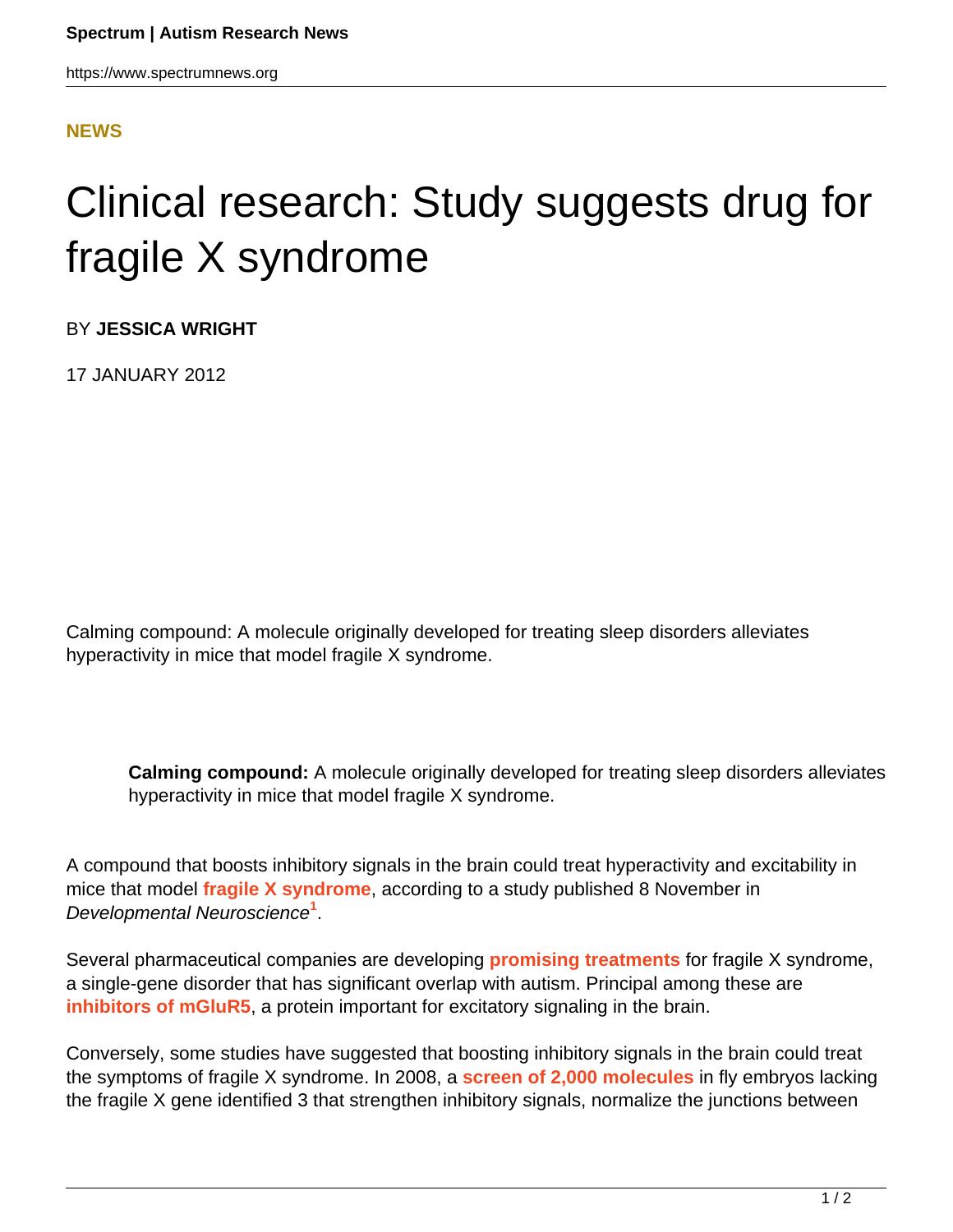NEWS

# Clinical research: Study suggests drug for fragile X syndrome

BY **JESSICA WRIGHT**

17 JANUARY 2012

Calming compound: A molecule originally developed for treating sleep disorders alleviates hyperactivity in mice that model fragile X syndrome.

> **Calming compound:** A molecule originally developed for treating sleep disorders alleviates hyperactivity in mice that model fragile X syndrome.

A compound that boosts inhibitory signals in the brain could treat hyperactivity and excitability in mice that model **fragile X syndrome**, according to a study published 8 November in *Developmental Neuroscience*[1].

Several pharmaceutical companies are developing **promising treatments** for fragile X syndrome, a single-gene disorder that has significant overlap with autism. Principal among these are **inhibitors of mGluR5**, a protein important for excitatory signaling in the brain.

Conversely, some studies have suggested that boosting inhibitory signals in the brain could treat the symptoms of fragile X syndrome. In 2008, a **screen of 2,000 molecules** in fly embryos lacking the fragile X gene identified 3 that strengthen inhibitory signals, normalize the junctions between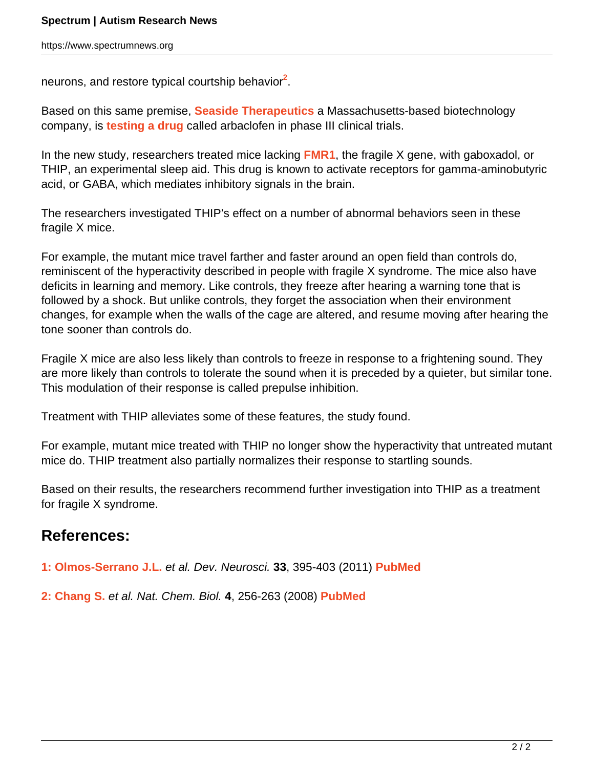neurons, and restore typical courtship behavior[2].

Based on this same premise, **Seaside Therapeutics** a Massachusetts-based biotechnology company, is **testing a drug** called arbaclofen in phase III clinical trials.

In the new study, researchers treated mice lacking **FMR1**, the fragile X gene, with gaboxadol, or THIP, an experimental sleep aid. This drug is known to activate receptors for gamma-aminobutyric acid, or GABA, which mediates inhibitory signals in the brain.

The researchers investigated THIP's effect on a number of abnormal behaviors seen in these fragile X mice.

For example, the mutant mice travel farther and faster around an open field than controls do, reminiscent of the hyperactivity described in people with fragile X syndrome. The mice also have deficits in learning and memory. Like controls, they freeze after hearing a warning tone that is followed by a shock. But unlike controls, they forget the association when their environment changes, for example when the walls of the cage are altered, and resume moving after hearing the tone sooner than controls do.

Fragile X mice are also less likely than controls to freeze in response to a frightening sound. They are more likely than controls to tolerate the sound when it is preceded by a quieter, but similar tone. This modulation of their response is called prepulse inhibition.

Treatment with THIP alleviates some of these features, the study found.

For example, mutant mice treated with THIP no longer show the hyperactivity that untreated mutant mice do. THIP treatment also partially normalizes their response to startling sounds.

Based on their results, the researchers recommend further investigation into THIP as a treatment for fragile X syndrome.

## References:

**1: Olmos-Serrano J.L.** *et al. Dev. Neurosci.* **33**, 395-403 (2011) **PubMed**

**2: Chang S.** *et al. Nat. Chem. Biol.* **4**, 256-263 (2008) **PubMed**